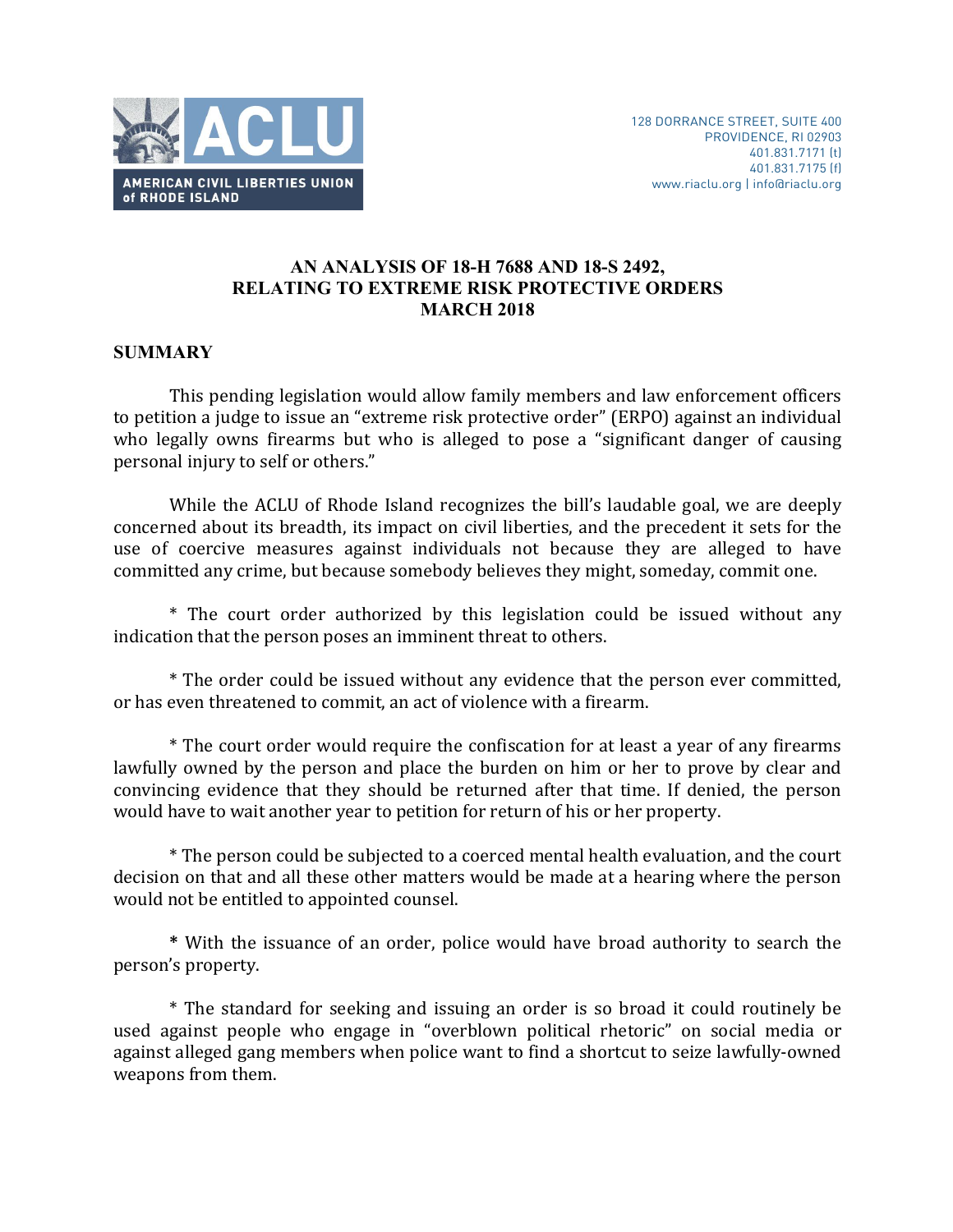AMERICAN CIVIL LIBERTIES UNION of RHODE ISLAND

128 DORRANCE STREET, SUITE 400
PROVIDENCE, RI 02903
401.831.7171 (t)
401.831.7175 (f)
www.riaclu.org | info@riaclu.org

# AN ANALYSIS OF 18-H 7688 AND 18-S 2492, RELATING TO EXTREME RISK PROTECTIVE ORDERS MARCH 2018

## SUMMARY

This pending legislation would allow family members and law enforcement officers to petition a judge to issue an "extreme risk protective order" (ERPO) against an individual who legally owns firearms but who is alleged to pose a "significant danger of causing personal injury to self or others."

While the ACLU of Rhode Island recognizes the bill's laudable goal, we are deeply concerned about its breadth, its impact on civil liberties, and the precedent it sets for the use of coercive measures against individuals not because they are alleged to have committed any crime, but because somebody believes they might, someday, commit one.

* The court order authorized by this legislation could be issued without any indication that the person poses an imminent threat to others.

* The order could be issued without any evidence that the person ever committed, or has even threatened to commit, an act of violence with a firearm.

* The court order would require the confiscation for at least a year of any firearms lawfully owned by the person and place the burden on him or her to prove by clear and convincing evidence that they should be returned after that time. If denied, the person would have to wait another year to petition for return of his or her property.

* The person could be subjected to a coerced mental health evaluation, and the court decision on that and all these other matters would be made at a hearing where the person would not be entitled to appointed counsel.

* With the issuance of an order, police would have broad authority to search the person's property.

* The standard for seeking and issuing an order is so broad it could routinely be used against people who engage in "overblown political rhetoric" on social media or against alleged gang members when police want to find a shortcut to seize lawfully-owned weapons from them.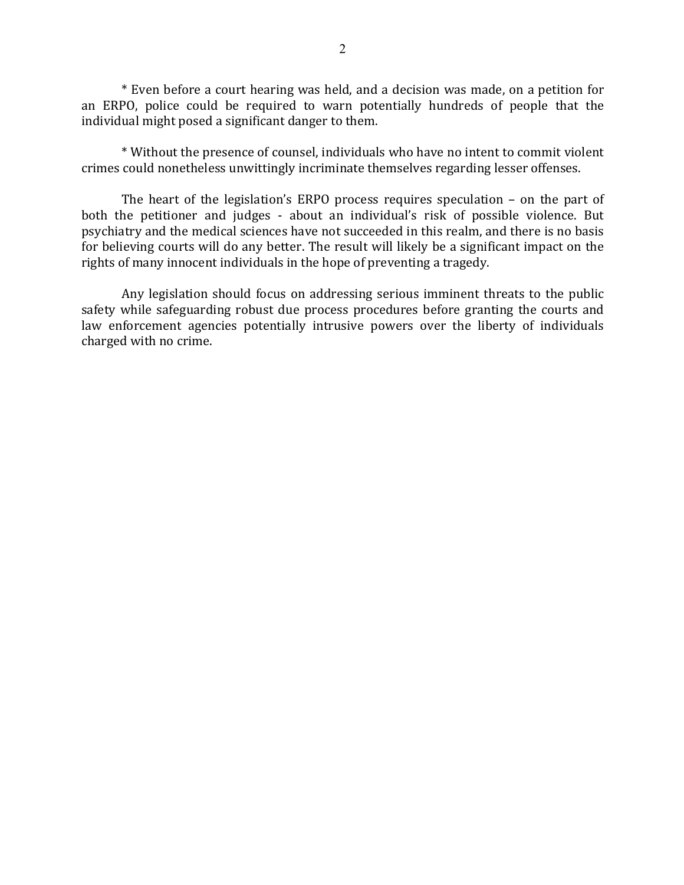* Even before a court hearing was held, and a decision was made, on a petition for an ERPO, police could be required to warn potentially hundreds of people that the individual might posed a significant danger to them.

* Without the presence of counsel, individuals who have no intent to commit violent crimes could nonetheless unwittingly incriminate themselves regarding lesser offenses.

The heart of the legislation's ERPO process requires speculation – on the part of both the petitioner and judges - about an individual's risk of possible violence. But psychiatry and the medical sciences have not succeeded in this realm, and there is no basis for believing courts will do any better. The result will likely be a significant impact on the rights of many innocent individuals in the hope of preventing a tragedy.

Any legislation should focus on addressing serious imminent threats to the public safety while safeguarding robust due process procedures before granting the courts and law enforcement agencies potentially intrusive powers over the liberty of individuals charged with no crime.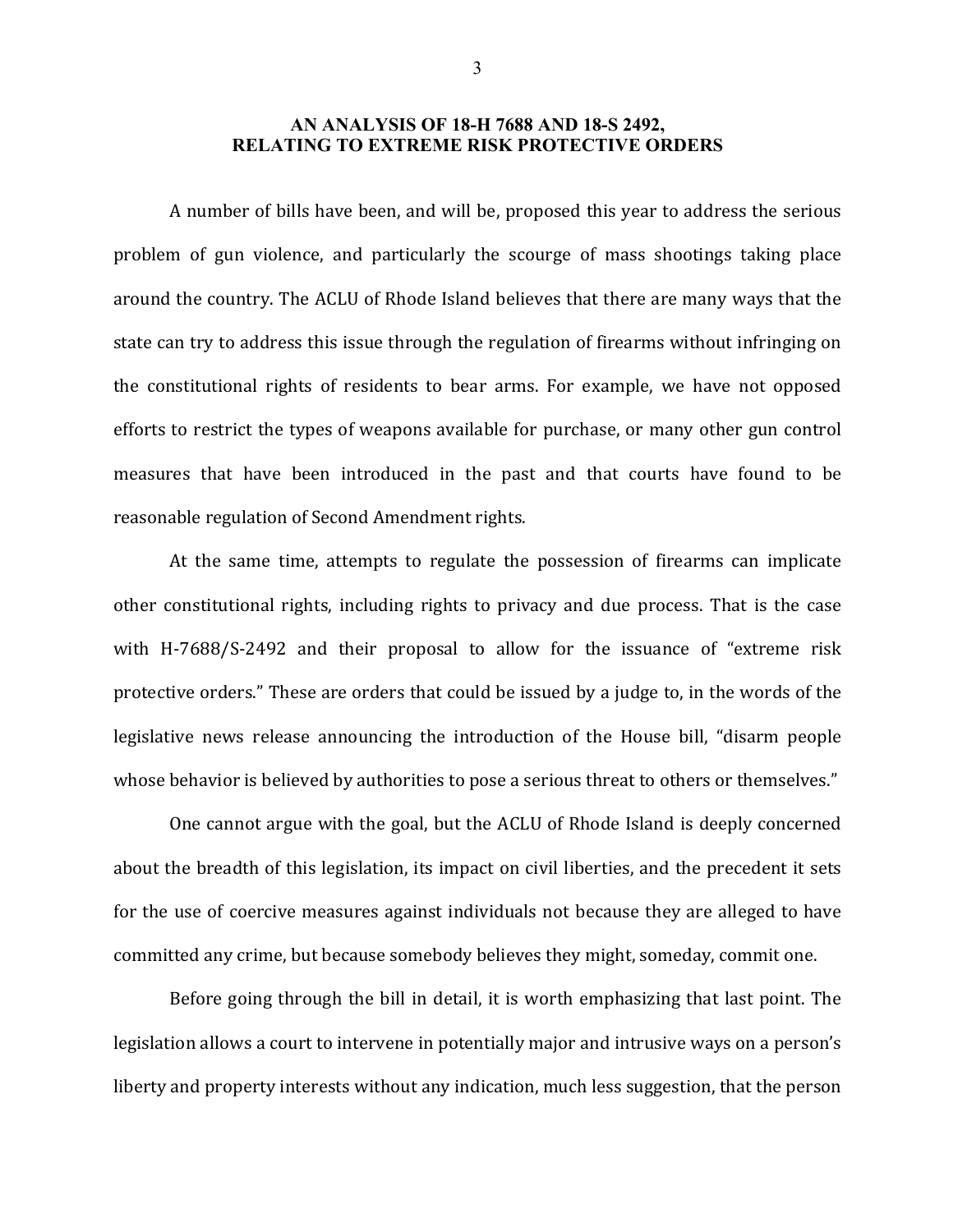## AN ANALYSIS OF 18-H 7688 AND 18-S 2492, RELATING TO EXTREME RISK PROTECTIVE ORDERS

A number of bills have been, and will be, proposed this year to address the serious problem of gun violence, and particularly the scourge of mass shootings taking place around the country. The ACLU of Rhode Island believes that there are many ways that the state can try to address this issue through the regulation of firearms without infringing on the constitutional rights of residents to bear arms. For example, we have not opposed efforts to restrict the types of weapons available for purchase, or many other gun control measures that have been introduced in the past and that courts have found to be reasonable regulation of Second Amendment rights.

At the same time, attempts to regulate the possession of firearms can implicate other constitutional rights, including rights to privacy and due process. That is the case with H-7688/S-2492 and their proposal to allow for the issuance of "extreme risk protective orders." These are orders that could be issued by a judge to, in the words of the legislative news release announcing the introduction of the House bill, "disarm people whose behavior is believed by authorities to pose a serious threat to others or themselves."

One cannot argue with the goal, but the ACLU of Rhode Island is deeply concerned about the breadth of this legislation, its impact on civil liberties, and the precedent it sets for the use of coercive measures against individuals not because they are alleged to have committed any crime, but because somebody believes they might, someday, commit one.

Before going through the bill in detail, it is worth emphasizing that last point. The legislation allows a court to intervene in potentially major and intrusive ways on a person's liberty and property interests without any indication, much less suggestion, that the person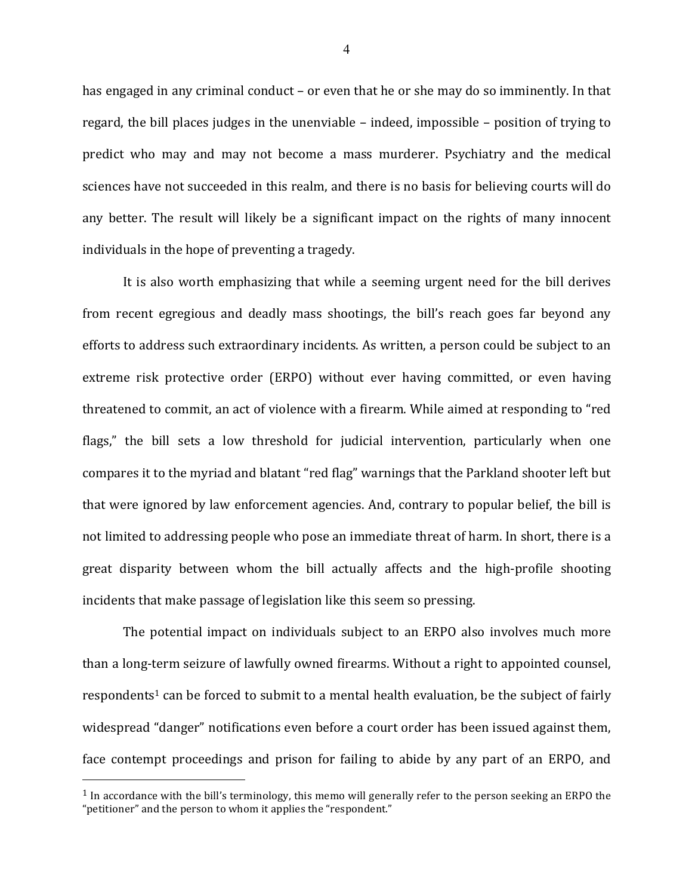has engaged in any criminal conduct – or even that he or she may do so imminently. In that regard, the bill places judges in the unenviable – indeed, impossible – position of trying to predict who may and may not become a mass murderer. Psychiatry and the medical sciences have not succeeded in this realm, and there is no basis for believing courts will do any better. The result will likely be a significant impact on the rights of many innocent individuals in the hope of preventing a tragedy.

It is also worth emphasizing that while a seeming urgent need for the bill derives from recent egregious and deadly mass shootings, the bill's reach goes far beyond any efforts to address such extraordinary incidents. As written, a person could be subject to an extreme risk protective order (ERPO) without ever having committed, or even having threatened to commit, an act of violence with a firearm. While aimed at responding to "red flags," the bill sets a low threshold for judicial intervention, particularly when one compares it to the myriad and blatant "red flag" warnings that the Parkland shooter left but that were ignored by law enforcement agencies. And, contrary to popular belief, the bill is not limited to addressing people who pose an immediate threat of harm. In short, there is a great disparity between whom the bill actually affects and the high-profile shooting incidents that make passage of legislation like this seem so pressing.

The potential impact on individuals subject to an ERPO also involves much more than a long-term seizure of lawfully owned firearms. Without a right to appointed counsel, respondents[1] can be forced to submit to a mental health evaluation, be the subject of fairly widespread "danger" notifications even before a court order has been issued against them, face contempt proceedings and prison for failing to abide by any part of an ERPO, and

[1] In accordance with the bill's terminology, this memo will generally refer to the person seeking an ERPO the "petitioner" and the person to whom it applies the "respondent."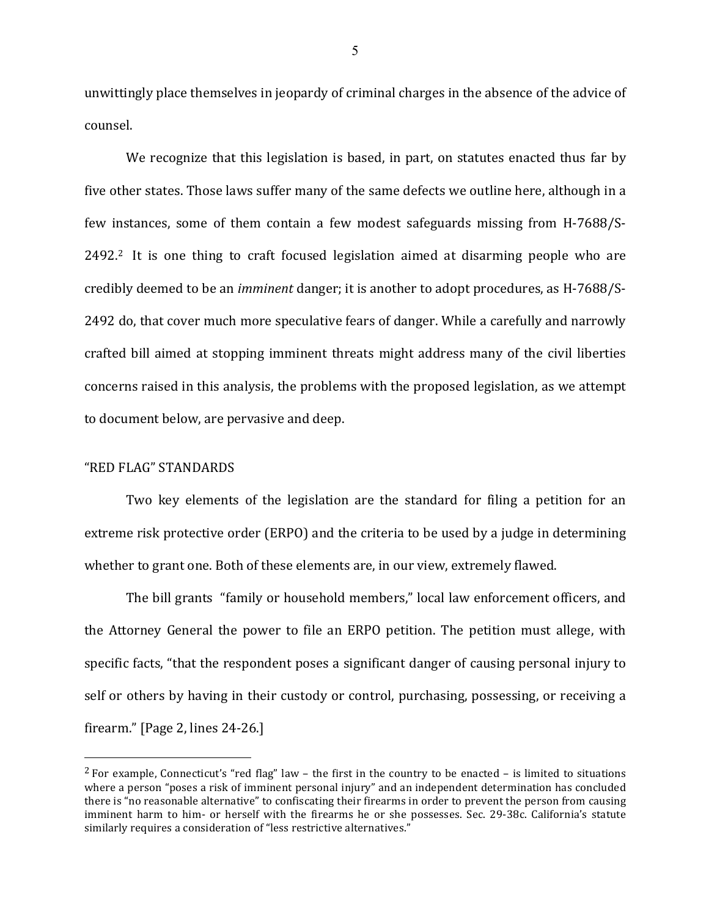unwittingly place themselves in jeopardy of criminal charges in the absence of the advice of counsel.

We recognize that this legislation is based, in part, on statutes enacted thus far by five other states. Those laws suffer many of the same defects we outline here, although in a few instances, some of them contain a few modest safeguards missing from H-7688/S-2492.[2] It is one thing to craft focused legislation aimed at disarming people who are credibly deemed to be an *imminent* danger; it is another to adopt procedures, as H-7688/S-2492 do, that cover much more speculative fears of danger. While a carefully and narrowly crafted bill aimed at stopping imminent threats might address many of the civil liberties concerns raised in this analysis, the problems with the proposed legislation, as we attempt to document below, are pervasive and deep.

## "RED FLAG" STANDARDS

Two key elements of the legislation are the standard for filing a petition for an extreme risk protective order (ERPO) and the criteria to be used by a judge in determining whether to grant one. Both of these elements are, in our view, extremely flawed.

The bill grants "family or household members," local law enforcement officers, and the Attorney General the power to file an ERPO petition. The petition must allege, with specific facts, "that the respondent poses a significant danger of causing personal injury to self or others by having in their custody or control, purchasing, possessing, or receiving a firearm." [Page 2, lines 24-26.]

---

[2] For example, Connecticut's "red flag" law – the first in the country to be enacted – is limited to situations where a person "poses a risk of imminent personal injury" and an independent determination has concluded there is "no reasonable alternative" to confiscating their firearms in order to prevent the person from causing imminent harm to him- or herself with the firearms he or she possesses. Sec. 29-38c. California's statute similarly requires a consideration of "less restrictive alternatives."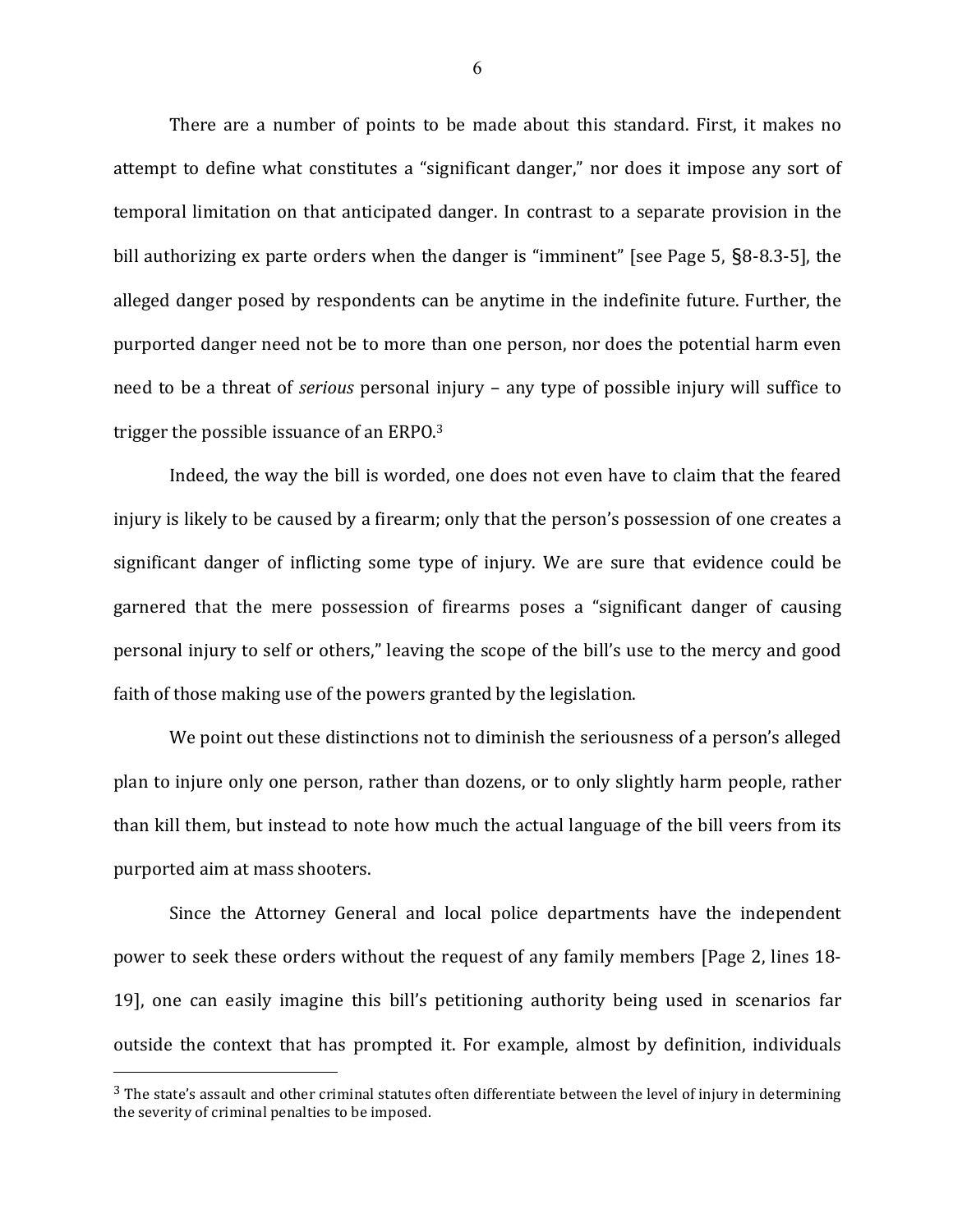There are a number of points to be made about this standard. First, it makes no attempt to define what constitutes a "significant danger," nor does it impose any sort of temporal limitation on that anticipated danger. In contrast to a separate provision in the bill authorizing ex parte orders when the danger is "imminent" [see Page 5, §8-8.3-5], the alleged danger posed by respondents can be anytime in the indefinite future. Further, the purported danger need not be to more than one person, nor does the potential harm even need to be a threat of *serious* personal injury – any type of possible injury will suffice to trigger the possible issuance of an ERPO.[3]

Indeed, the way the bill is worded, one does not even have to claim that the feared injury is likely to be caused by a firearm; only that the person's possession of one creates a significant danger of inflicting some type of injury. We are sure that evidence could be garnered that the mere possession of firearms poses a "significant danger of causing personal injury to self or others," leaving the scope of the bill's use to the mercy and good faith of those making use of the powers granted by the legislation.

We point out these distinctions not to diminish the seriousness of a person's alleged plan to injure only one person, rather than dozens, or to only slightly harm people, rather than kill them, but instead to note how much the actual language of the bill veers from its purported aim at mass shooters.

Since the Attorney General and local police departments have the independent power to seek these orders without the request of any family members [Page 2, lines 18-19], one can easily imagine this bill's petitioning authority being used in scenarios far outside the context that has prompted it. For example, almost by definition, individuals

---

[3] The state's assault and other criminal statutes often differentiate between the level of injury in determining the severity of criminal penalties to be imposed.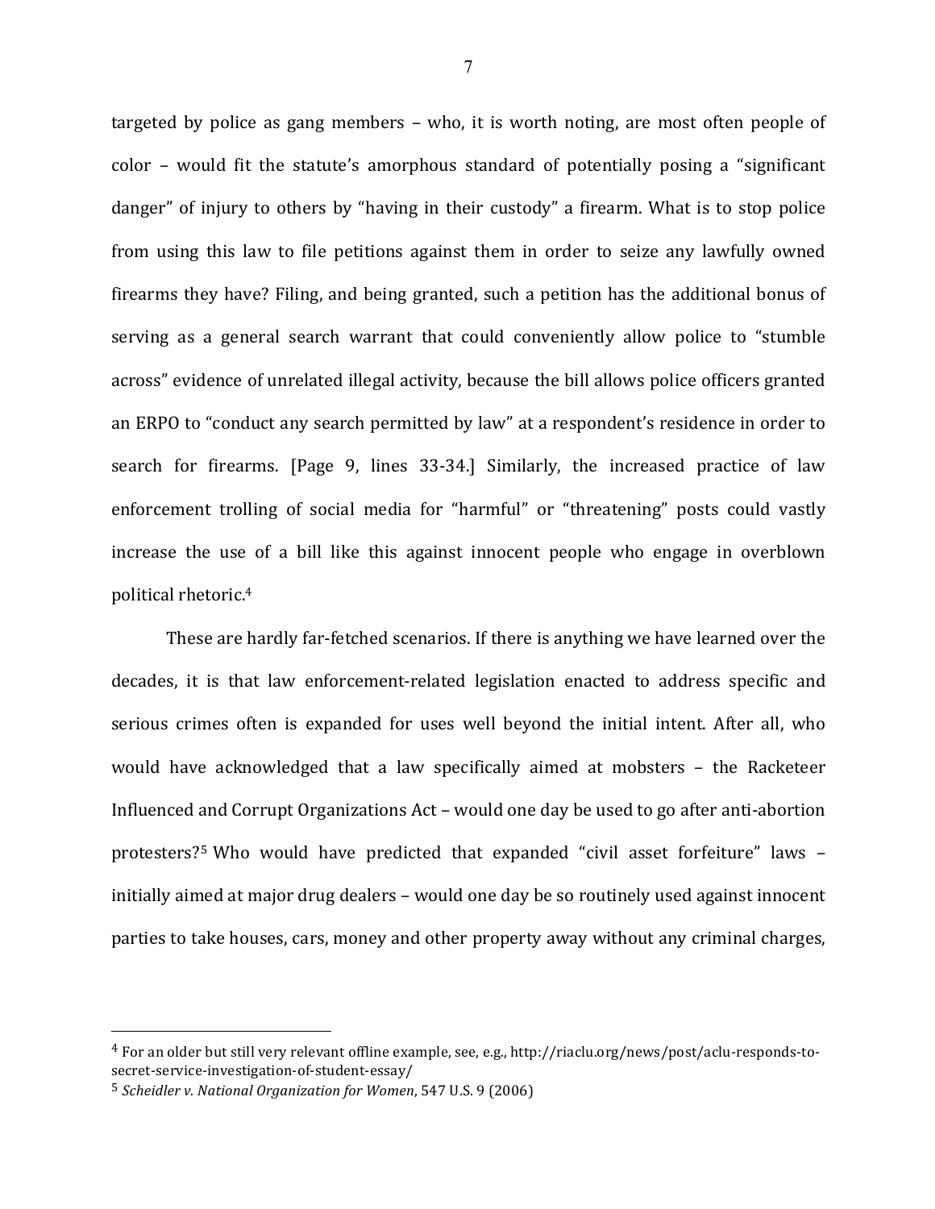targeted by police as gang members – who, it is worth noting, are most often people of color – would fit the statute's amorphous standard of potentially posing a "significant danger" of injury to others by "having in their custody" a firearm. What is to stop police from using this law to file petitions against them in order to seize any lawfully owned firearms they have? Filing, and being granted, such a petition has the additional bonus of serving as a general search warrant that could conveniently allow police to "stumble across" evidence of unrelated illegal activity, because the bill allows police officers granted an ERPO to "conduct any search permitted by law" at a respondent's residence in order to search for firearms. [Page 9, lines 33-34.] Similarly, the increased practice of law enforcement trolling of social media for "harmful" or "threatening" posts could vastly increase the use of a bill like this against innocent people who engage in overblown political rhetoric.[4]

These are hardly far-fetched scenarios. If there is anything we have learned over the decades, it is that law enforcement-related legislation enacted to address specific and serious crimes often is expanded for uses well beyond the initial intent. After all, who would have acknowledged that a law specifically aimed at mobsters – the Racketeer Influenced and Corrupt Organizations Act – would one day be used to go after anti-abortion protesters?[5] Who would have predicted that expanded "civil asset forfeiture" laws – initially aimed at major drug dealers – would one day be so routinely used against innocent parties to take houses, cars, money and other property away without any criminal charges,

---

[4] For an older but still very relevant offline example, see, e.g., http://riaclu.org/news/post/aclu-responds-to-secret-service-investigation-of-student-essay/

[5] *Scheidler v. National Organization for Women*, 547 U.S. 9 (2006)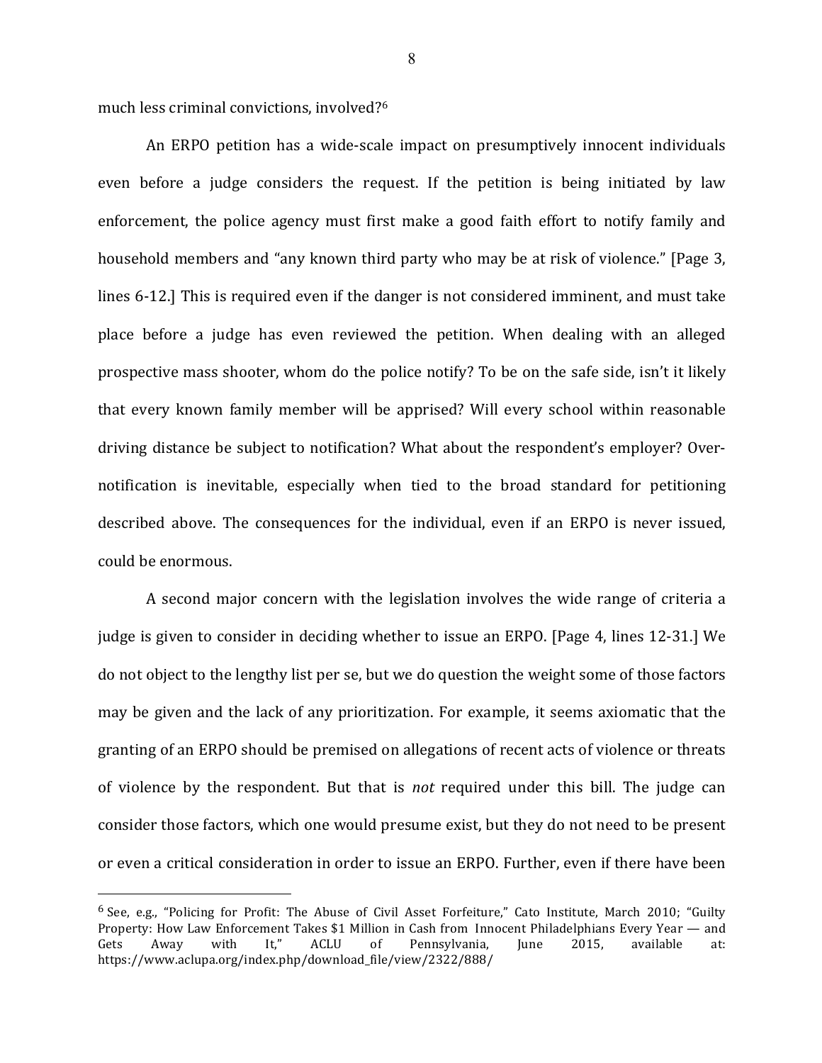much less criminal convictions, involved?[6]

An ERPO petition has a wide-scale impact on presumptively innocent individuals even before a judge considers the request. If the petition is being initiated by law enforcement, the police agency must first make a good faith effort to notify family and household members and "any known third party who may be at risk of violence." [Page 3, lines 6-12.] This is required even if the danger is not considered imminent, and must take place before a judge has even reviewed the petition. When dealing with an alleged prospective mass shooter, whom do the police notify? To be on the safe side, isn't it likely that every known family member will be apprised? Will every school within reasonable driving distance be subject to notification? What about the respondent's employer? Over-notification is inevitable, especially when tied to the broad standard for petitioning described above. The consequences for the individual, even if an ERPO is never issued, could be enormous.

A second major concern with the legislation involves the wide range of criteria a judge is given to consider in deciding whether to issue an ERPO. [Page 4, lines 12-31.] We do not object to the lengthy list per se, but we do question the weight some of those factors may be given and the lack of any prioritization. For example, it seems axiomatic that the granting of an ERPO should be premised on allegations of recent acts of violence or threats of violence by the respondent. But that is *not* required under this bill. The judge can consider those factors, which one would presume exist, but they do not need to be present or even a critical consideration in order to issue an ERPO. Further, even if there have been

---

[6] See, e.g., "Policing for Profit: The Abuse of Civil Asset Forfeiture," Cato Institute, March 2010; "Guilty Property: How Law Enforcement Takes $1 Million in Cash from Innocent Philadelphians Every Year — and Gets Away with It," ACLU of Pennsylvania, June 2015, available at: https://www.aclupa.org/index.php/download_file/view/2322/888/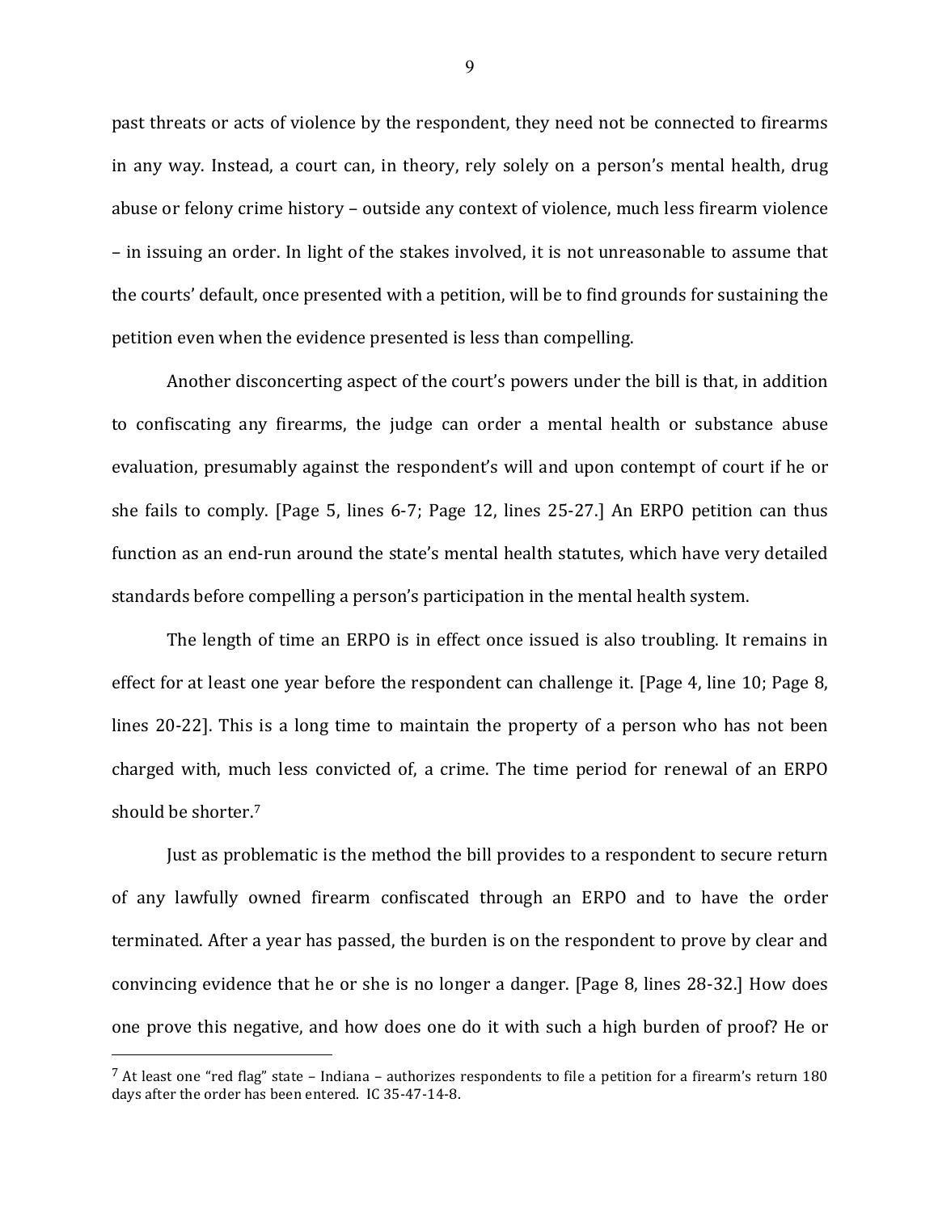past threats or acts of violence by the respondent, they need not be connected to firearms in any way. Instead, a court can, in theory, rely solely on a person's mental health, drug abuse or felony crime history – outside any context of violence, much less firearm violence – in issuing an order. In light of the stakes involved, it is not unreasonable to assume that the courts' default, once presented with a petition, will be to find grounds for sustaining the petition even when the evidence presented is less than compelling.

Another disconcerting aspect of the court's powers under the bill is that, in addition to confiscating any firearms, the judge can order a mental health or substance abuse evaluation, presumably against the respondent's will and upon contempt of court if he or she fails to comply. [Page 5, lines 6-7; Page 12, lines 25-27.] An ERPO petition can thus function as an end-run around the state's mental health statutes, which have very detailed standards before compelling a person's participation in the mental health system.

The length of time an ERPO is in effect once issued is also troubling. It remains in effect for at least one year before the respondent can challenge it. [Page 4, line 10; Page 8, lines 20-22]. This is a long time to maintain the property of a person who has not been charged with, much less convicted of, a crime. The time period for renewal of an ERPO should be shorter.[7]

Just as problematic is the method the bill provides to a respondent to secure return of any lawfully owned firearm confiscated through an ERPO and to have the order terminated. After a year has passed, the burden is on the respondent to prove by clear and convincing evidence that he or she is no longer a danger. [Page 8, lines 28-32.] How does one prove this negative, and how does one do it with such a high burden of proof? He or

---

[7] At least one "red flag" state – Indiana – authorizes respondents to file a petition for a firearm's return 180 days after the order has been entered. IC 35-47-14-8.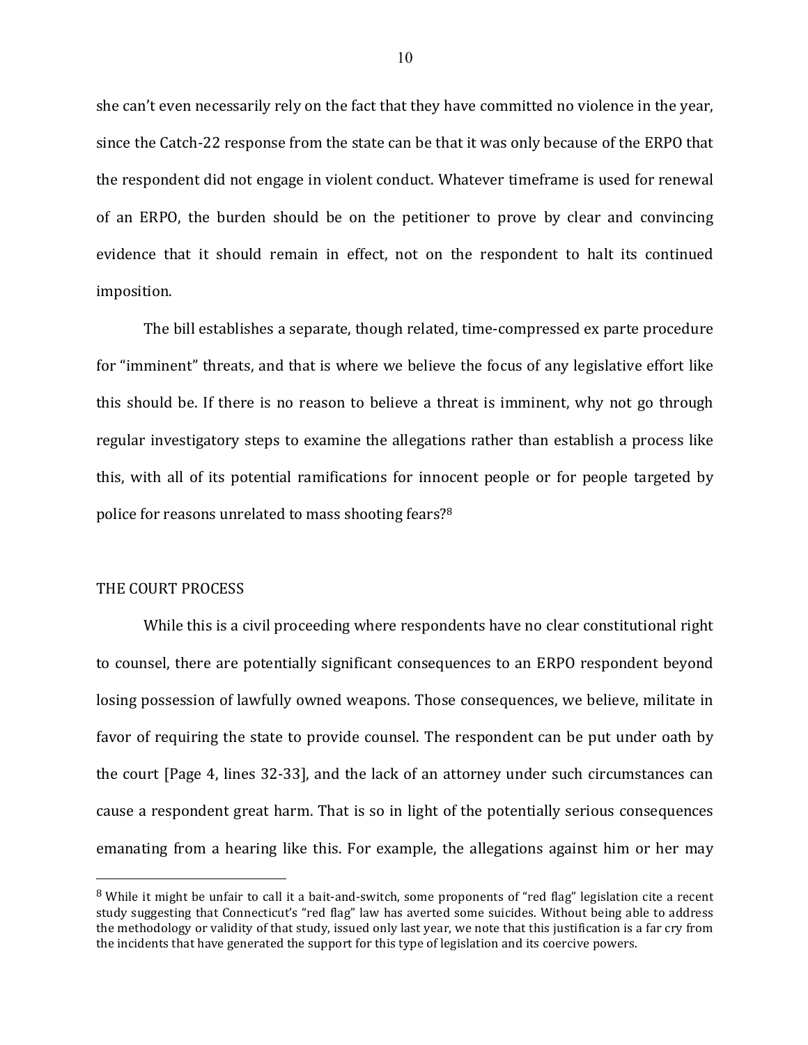she can't even necessarily rely on the fact that they have committed no violence in the year, since the Catch-22 response from the state can be that it was only because of the ERPO that the respondent did not engage in violent conduct. Whatever timeframe is used for renewal of an ERPO, the burden should be on the petitioner to prove by clear and convincing evidence that it should remain in effect, not on the respondent to halt its continued imposition.

The bill establishes a separate, though related, time-compressed ex parte procedure for "imminent" threats, and that is where we believe the focus of any legislative effort like this should be. If there is no reason to believe a threat is imminent, why not go through regular investigatory steps to examine the allegations rather than establish a process like this, with all of its potential ramifications for innocent people or for people targeted by police for reasons unrelated to mass shooting fears?[8]

## THE COURT PROCESS

While this is a civil proceeding where respondents have no clear constitutional right to counsel, there are potentially significant consequences to an ERPO respondent beyond losing possession of lawfully owned weapons. Those consequences, we believe, militate in favor of requiring the state to provide counsel. The respondent can be put under oath by the court [Page 4, lines 32-33], and the lack of an attorney under such circumstances can cause a respondent great harm. That is so in light of the potentially serious consequences emanating from a hearing like this. For example, the allegations against him or her may

---

[8] While it might be unfair to call it a bait-and-switch, some proponents of "red flag" legislation cite a recent study suggesting that Connecticut's "red flag" law has averted some suicides. Without being able to address the methodology or validity of that study, issued only last year, we note that this justification is a far cry from the incidents that have generated the support for this type of legislation and its coercive powers.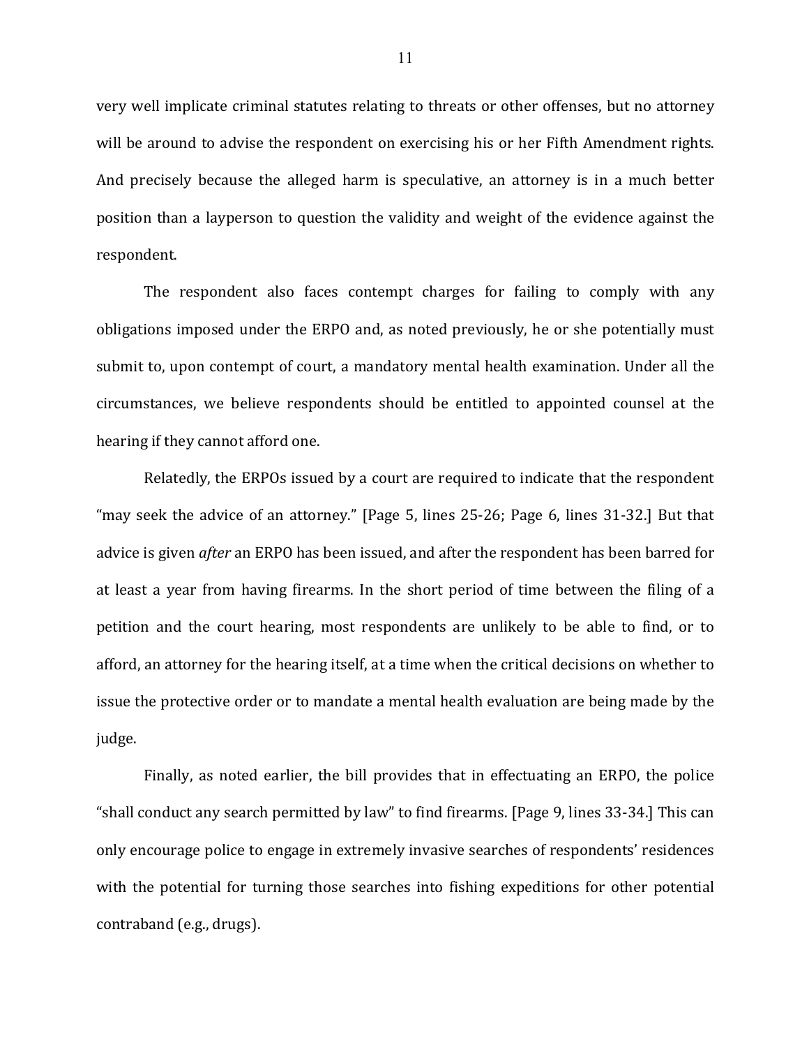very well implicate criminal statutes relating to threats or other offenses, but no attorney will be around to advise the respondent on exercising his or her Fifth Amendment rights. And precisely because the alleged harm is speculative, an attorney is in a much better position than a layperson to question the validity and weight of the evidence against the respondent.

The respondent also faces contempt charges for failing to comply with any obligations imposed under the ERPO and, as noted previously, he or she potentially must submit to, upon contempt of court, a mandatory mental health examination. Under all the circumstances, we believe respondents should be entitled to appointed counsel at the hearing if they cannot afford one.

Relatedly, the ERPOs issued by a court are required to indicate that the respondent "may seek the advice of an attorney." [Page 5, lines 25-26; Page 6, lines 31-32.] But that advice is given *after* an ERPO has been issued, and after the respondent has been barred for at least a year from having firearms. In the short period of time between the filing of a petition and the court hearing, most respondents are unlikely to be able to find, or to afford, an attorney for the hearing itself, at a time when the critical decisions on whether to issue the protective order or to mandate a mental health evaluation are being made by the judge.

Finally, as noted earlier, the bill provides that in effectuating an ERPO, the police "shall conduct any search permitted by law" to find firearms. [Page 9, lines 33-34.] This can only encourage police to engage in extremely invasive searches of respondents' residences with the potential for turning those searches into fishing expeditions for other potential contraband (e.g., drugs).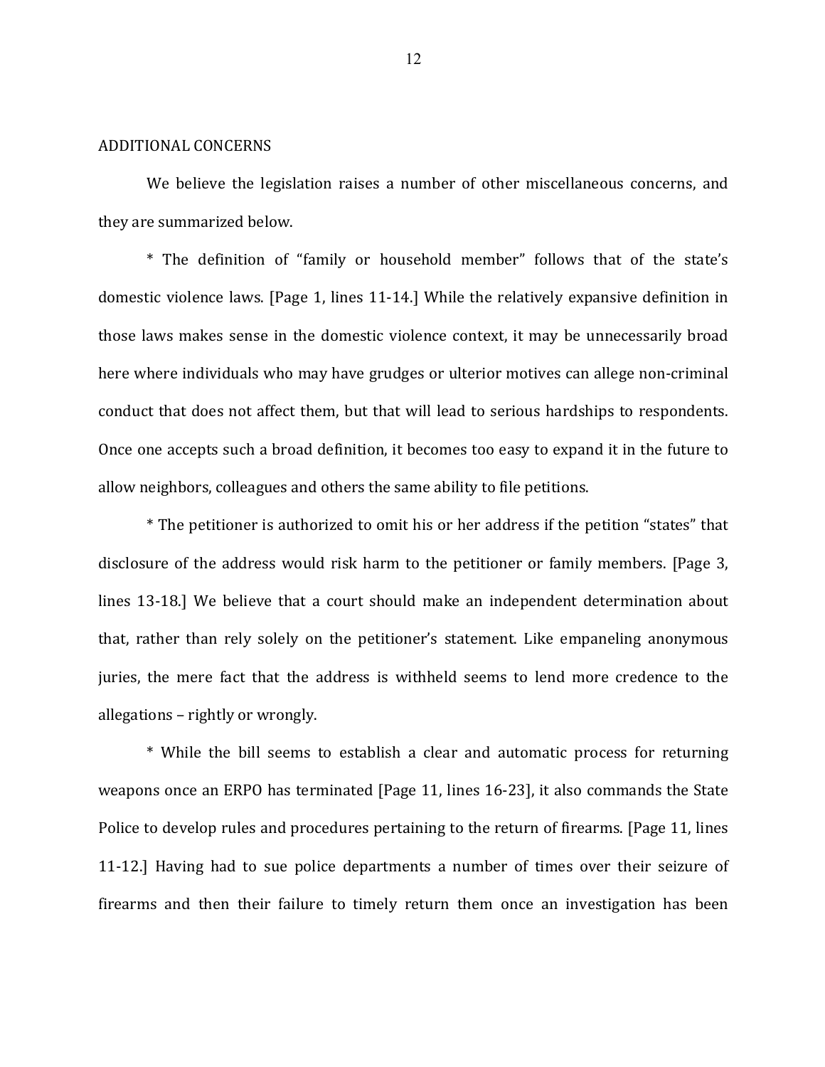ADDITIONAL CONCERNS

We believe the legislation raises a number of other miscellaneous concerns, and they are summarized below.

* The definition of "family or household member" follows that of the state's domestic violence laws. [Page 1, lines 11-14.] While the relatively expansive definition in those laws makes sense in the domestic violence context, it may be unnecessarily broad here where individuals who may have grudges or ulterior motives can allege non-criminal conduct that does not affect them, but that will lead to serious hardships to respondents. Once one accepts such a broad definition, it becomes too easy to expand it in the future to allow neighbors, colleagues and others the same ability to file petitions.

* The petitioner is authorized to omit his or her address if the petition "states" that disclosure of the address would risk harm to the petitioner or family members. [Page 3, lines 13-18.] We believe that a court should make an independent determination about that, rather than rely solely on the petitioner's statement. Like empaneling anonymous juries, the mere fact that the address is withheld seems to lend more credence to the allegations – rightly or wrongly.

* While the bill seems to establish a clear and automatic process for returning weapons once an ERPO has terminated [Page 11, lines 16-23], it also commands the State Police to develop rules and procedures pertaining to the return of firearms. [Page 11, lines 11-12.] Having had to sue police departments a number of times over their seizure of firearms and then their failure to timely return them once an investigation has been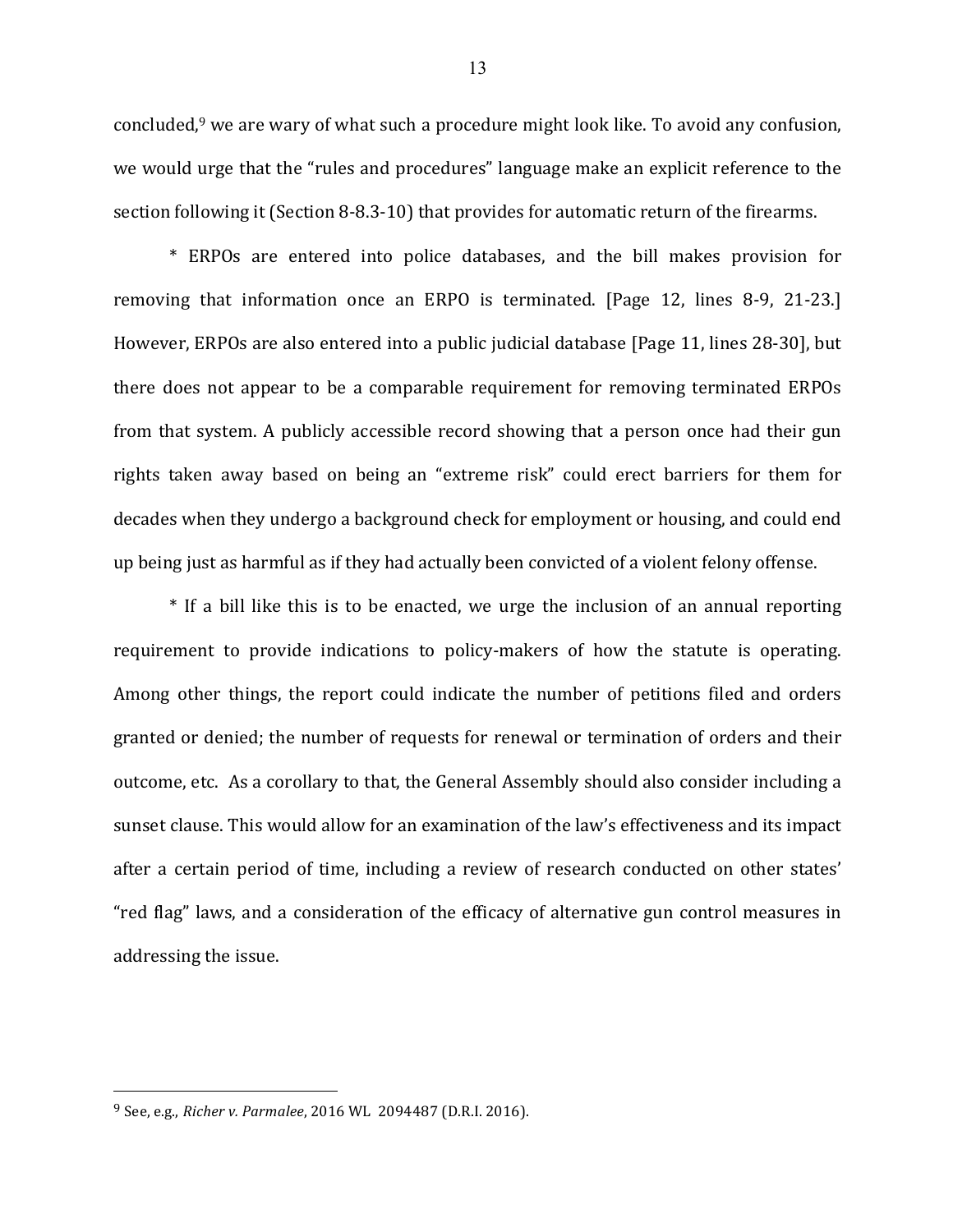concluded,[9] we are wary of what such a procedure might look like. To avoid any confusion, we would urge that the "rules and procedures" language make an explicit reference to the section following it (Section 8-8.3-10) that provides for automatic return of the firearms.

* ERPOs are entered into police databases, and the bill makes provision for removing that information once an ERPO is terminated. [Page 12, lines 8-9, 21-23.] However, ERPOs are also entered into a public judicial database [Page 11, lines 28-30], but there does not appear to be a comparable requirement for removing terminated ERPOs from that system. A publicly accessible record showing that a person once had their gun rights taken away based on being an "extreme risk" could erect barriers for them for decades when they undergo a background check for employment or housing, and could end up being just as harmful as if they had actually been convicted of a violent felony offense.

* If a bill like this is to be enacted, we urge the inclusion of an annual reporting requirement to provide indications to policy-makers of how the statute is operating. Among other things, the report could indicate the number of petitions filed and orders granted or denied; the number of requests for renewal or termination of orders and their outcome, etc. As a corollary to that, the General Assembly should also consider including a sunset clause. This would allow for an examination of the law's effectiveness and its impact after a certain period of time, including a review of research conducted on other states' "red flag" laws, and a consideration of the efficacy of alternative gun control measures in addressing the issue.

---

[9] See, e.g., *Richer v. Parmalee*, 2016 WL 2094487 (D.R.I. 2016).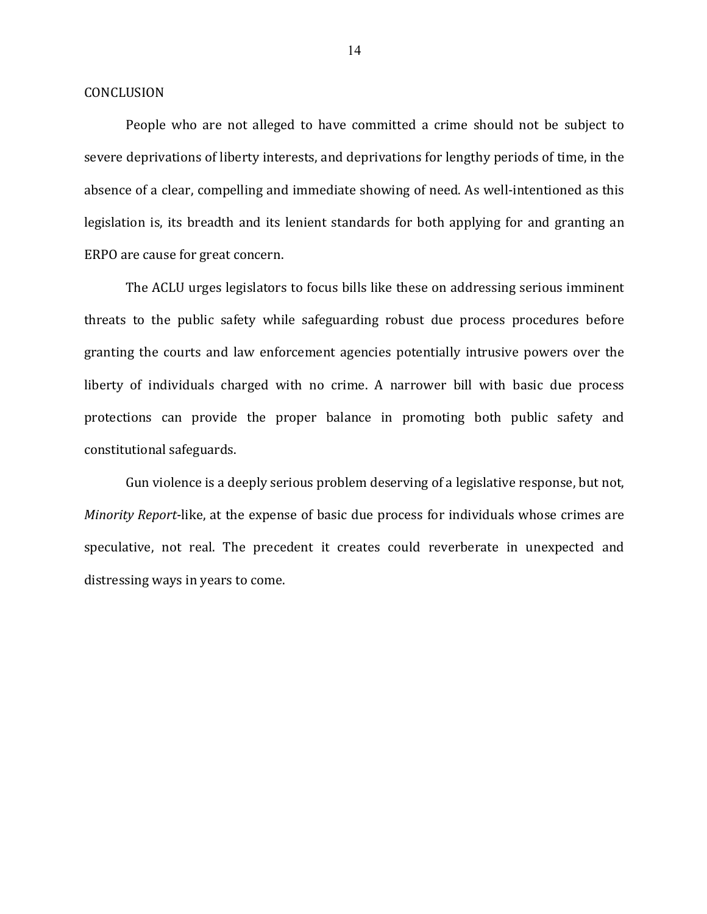## CONCLUSION

People who are not alleged to have committed a crime should not be subject to severe deprivations of liberty interests, and deprivations for lengthy periods of time, in the absence of a clear, compelling and immediate showing of need. As well-intentioned as this legislation is, its breadth and its lenient standards for both applying for and granting an ERPO are cause for great concern.

The ACLU urges legislators to focus bills like these on addressing serious imminent threats to the public safety while safeguarding robust due process procedures before granting the courts and law enforcement agencies potentially intrusive powers over the liberty of individuals charged with no crime. A narrower bill with basic due process protections can provide the proper balance in promoting both public safety and constitutional safeguards.

Gun violence is a deeply serious problem deserving of a legislative response, but not, *Minority Report*-like, at the expense of basic due process for individuals whose crimes are speculative, not real. The precedent it creates could reverberate in unexpected and distressing ways in years to come.